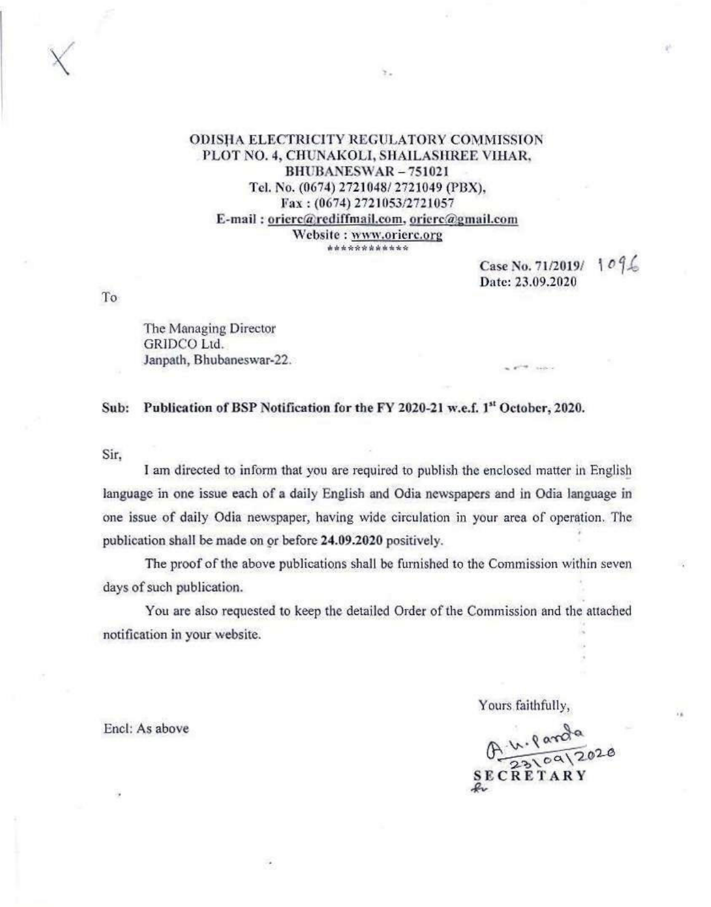**ODISHA ELECTRICITY REGULATORY COMMISSION**
**PLOT NO. 4, CHUNAKOLI, SHAILASHREE VIHAR,**
**BHUBANESWAR – 751021**
**Tel. No. (0674) 2721048/ 2721049 (PBX),**
**Fax : (0674) 2721053/2721057**
**E-mail : orierc@rediffmail.com, orierc@gmail.com**
**Website : www.orierc.org**
************

**Case No. 71/2019/** 1096
**Date: 23.09.2020**

To

The Managing Director
GRIDCO Ltd.
Janpath, Bhubaneswar-22.

**Sub: Publication of BSP Notification for the FY 2020-21 w.e.f. 1st October, 2020.**

Sir,

I am directed to inform that you are required to publish the enclosed matter in English language in one issue each of a daily English and Odia newspapers and in Odia language in one issue of daily Odia newspaper, having wide circulation in your area of operation. The publication shall be made on or before **24.09.2020** positively.

The proof of the above publications shall be furnished to the Commission within seven days of such publication.

You are also requested to keep the detailed Order of the Commission and the attached notification in your website.

Yours faithfully,

A. K. Panda
23/09/2020
**SECRETARY**

Encl: As above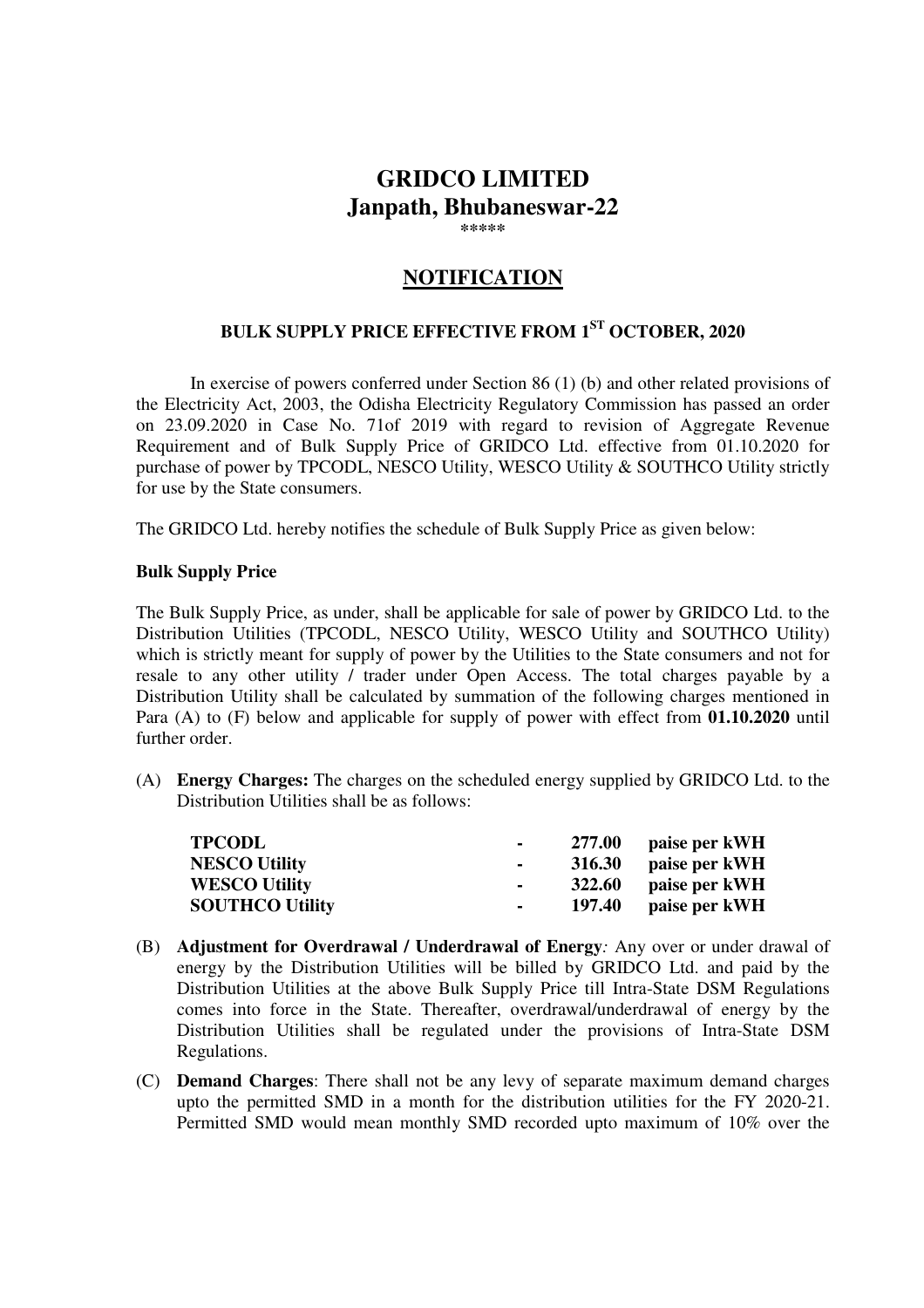# GRIDCO LIMITED
# Janpath, Bhubaneswar-22

\*\*\*\*\*

## NOTIFICATION

### BULK SUPPLY PRICE EFFECTIVE FROM 1ST OCTOBER, 2020

In exercise of powers conferred under Section 86 (1) (b) and other related provisions of the Electricity Act, 2003, the Odisha Electricity Regulatory Commission has passed an order on 23.09.2020 in Case No. 71of 2019 with regard to revision of Aggregate Revenue Requirement and of Bulk Supply Price of GRIDCO Ltd. effective from 01.10.2020 for purchase of power by TPCODL, NESCO Utility, WESCO Utility & SOUTHCO Utility strictly for use by the State consumers.

The GRIDCO Ltd. hereby notifies the schedule of Bulk Supply Price as given below:

**Bulk Supply Price**

The Bulk Supply Price, as under, shall be applicable for sale of power by GRIDCO Ltd. to the Distribution Utilities (TPCODL, NESCO Utility, WESCO Utility and SOUTHCO Utility) which is strictly meant for supply of power by the Utilities to the State consumers and not for resale to any other utility / trader under Open Access. The total charges payable by a Distribution Utility shall be calculated by summation of the following charges mentioned in Para (A) to (F) below and applicable for supply of power with effect from **01.10.2020** until further order.

(A) **Energy Charges:** The charges on the scheduled energy supplied by GRIDCO Ltd. to the Distribution Utilities shall be as follows:

| | | | |
|---|---|---|---|
| **TPCODL** | - | **277.00** | **paise per kWH** |
| **NESCO Utility** | - | **316.30** | **paise per kWH** |
| **WESCO Utility** | - | **322.60** | **paise per kWH** |
| **SOUTHCO Utility** | - | **197.40** | **paise per kWH** |

(B) **Adjustment for Overdrawal / Underdrawal of Energy***:* Any over or under drawal of energy by the Distribution Utilities will be billed by GRIDCO Ltd. and paid by the Distribution Utilities at the above Bulk Supply Price till Intra-State DSM Regulations comes into force in the State. Thereafter, overdrawal/underdrawal of energy by the Distribution Utilities shall be regulated under the provisions of Intra-State DSM Regulations.

(C) **Demand Charges**: There shall not be any levy of separate maximum demand charges upto the permitted SMD in a month for the distribution utilities for the FY 2020-21. Permitted SMD would mean monthly SMD recorded upto maximum of 10% over the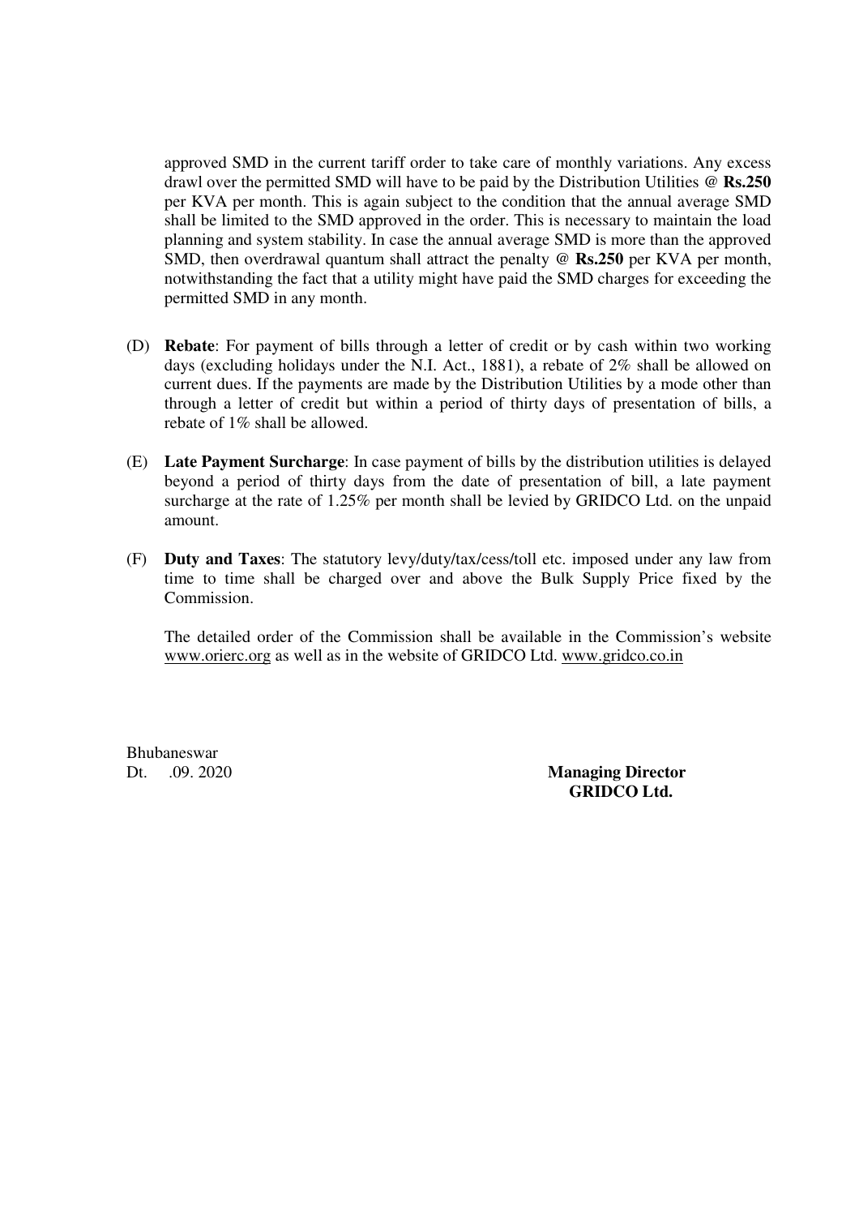approved SMD in the current tariff order to take care of monthly variations. Any excess drawl over the permitted SMD will have to be paid by the Distribution Utilities @ **Rs.250** per KVA per month. This is again subject to the condition that the annual average SMD shall be limited to the SMD approved in the order. This is necessary to maintain the load planning and system stability. In case the annual average SMD is more than the approved SMD, then overdrawal quantum shall attract the penalty @ **Rs.250** per KVA per month, notwithstanding the fact that a utility might have paid the SMD charges for exceeding the permitted SMD in any month.

(D) **Rebate**: For payment of bills through a letter of credit or by cash within two working days (excluding holidays under the N.I. Act., 1881), a rebate of 2% shall be allowed on current dues. If the payments are made by the Distribution Utilities by a mode other than through a letter of credit but within a period of thirty days of presentation of bills, a rebate of 1% shall be allowed.

(E) **Late Payment Surcharge**: In case payment of bills by the distribution utilities is delayed beyond a period of thirty days from the date of presentation of bill, a late payment surcharge at the rate of 1.25% per month shall be levied by GRIDCO Ltd. on the unpaid amount.

(F) **Duty and Taxes**: The statutory levy/duty/tax/cess/toll etc. imposed under any law from time to time shall be charged over and above the Bulk Supply Price fixed by the Commission.

The detailed order of the Commission shall be available in the Commission's website www.orierc.org as well as in the website of GRIDCO Ltd. www.gridco.co.in

Bhubaneswar
Dt. .09. 2020

**Managing Director**
**GRIDCO Ltd.**